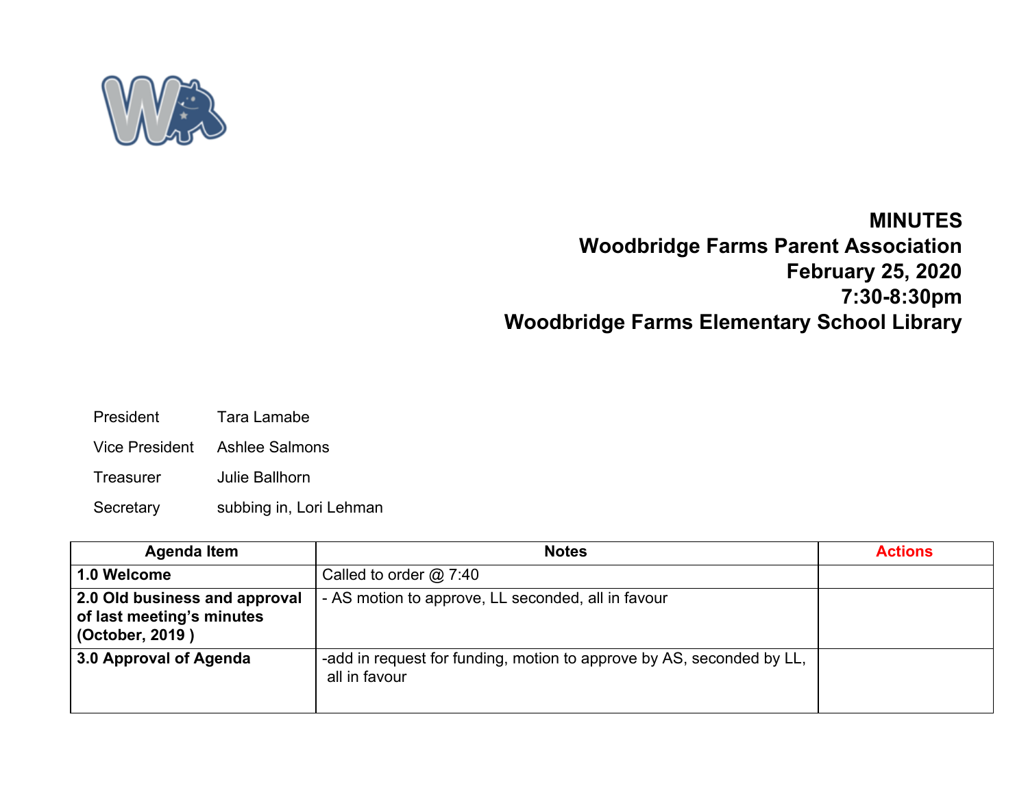# MINUTES

## Woodbridge Farms Parent Association

**February 25, 2020**

**7:30-8:30pm**

**Woodbridge Farms Elementary School Library**

President Tara Lamabe

Vice President Ashlee Salmons

Treasurer Julie Ballhorn

Secretary subbing in, Lori Lehman

| Agenda Item | Notes | Actions |
|---|---|---|
| **1.0 Welcome** | Called to order @ 7:40 | |
| **2.0 Old business and approval of last meeting's minutes (October, 2019 )** | - AS motion to approve, LL seconded, all in favour | |
| **3.0 Approval of Agenda** | -add in request for funding, motion to approve by AS, seconded by LL, all in favour | |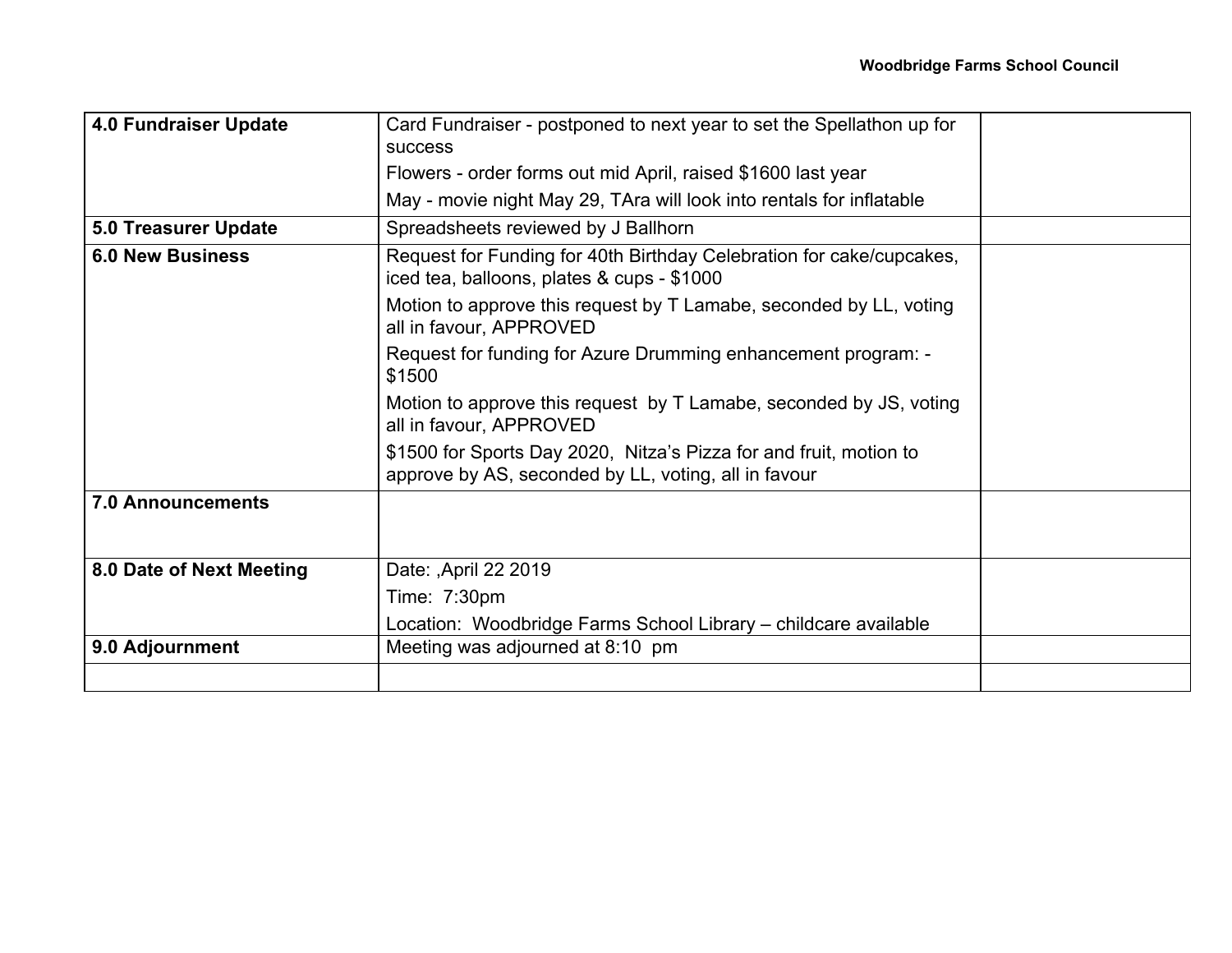| | | |
|---|---|---|
| **4.0 Fundraiser Update** | Card Fundraiser - postponed to next year to set the Spellathon up for success<br>Flowers - order forms out mid April, raised $1600 last year<br>May - movie night May 29, TAra will look into rentals for inflatable | |
| **5.0 Treasurer Update** | Spreadsheets reviewed by J Ballhorn | |
| **6.0 New Business** | Request for Funding for 40th Birthday Celebration for cake/cupcakes, iced tea, balloons, plates & cups - $1000<br>Motion to approve this request by T Lamabe, seconded by LL, voting all in favour, APPROVED<br>Request for funding for Azure Drumming enhancement program: - $1500<br>Motion to approve this request by T Lamabe, seconded by JS, voting all in favour, APPROVED<br>$1500 for Sports Day 2020, Nitza's Pizza for and fruit, motion to approve by AS, seconded by LL, voting, all in favour | |
| **7.0 Announcements** | | |
| **8.0 Date of Next Meeting** | Date: ,April 22 2019<br>Time: 7:30pm<br>Location: Woodbridge Farms School Library – childcare available | |
| **9.0 Adjournment** | Meeting was adjourned at 8:10 pm | |
| | | |